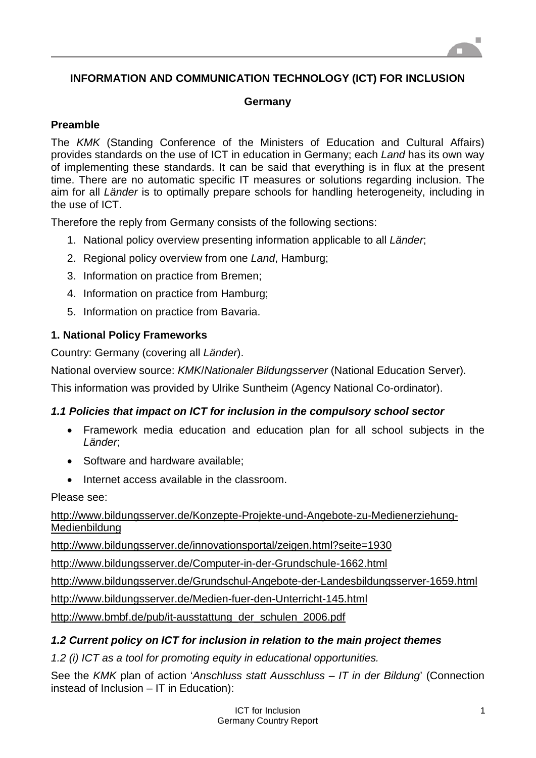# INFORMATION AND COMMUNICATION TECHNOLOGY (ICT) FOR INCLUSION

## Germany

### Preamble

The *KMK* (Standing Conference of the Ministers of Education and Cultural Affairs) provides standards on the use of ICT in education in Germany; each *Land* has its own way of implementing these standards. It can be said that everything is in flux at the present time. There are no automatic specific IT measures or solutions regarding inclusion. The aim for all *Länder* is to optimally prepare schools for handling heterogeneity, including in the use of ICT.

Therefore the reply from Germany consists of the following sections:

1. National policy overview presenting information applicable to all *Länder*;
2. Regional policy overview from one *Land*, Hamburg;
3. Information on practice from Bremen;
4. Information on practice from Hamburg;
5. Information on practice from Bavaria.

### 1. National Policy Frameworks

Country: Germany (covering all *Länder*).

National overview source: *KMK*/*Nationaler Bildungsserver* (National Education Server).

This information was provided by Ulrike Suntheim (Agency National Co-ordinator).

#### *1.1 Policies that impact on ICT for inclusion in the compulsory school sector*

- Framework media education and education plan for all school subjects in the *Länder*;
- Software and hardware available;
- Internet access available in the classroom.

Please see:

http://www.bildungsserver.de/Konzepte-Projekte-und-Angebote-zu-Medienerziehung-Medienbildung

http://www.bildungsserver.de/innovationsportal/zeigen.html?seite=1930

http://www.bildungsserver.de/Computer-in-der-Grundschule-1662.html

http://www.bildungsserver.de/Grundschul-Angebote-der-Landesbildungsserver-1659.html

http://www.bildungsserver.de/Medien-fuer-den-Unterricht-145.html

http://www.bmbf.de/pub/it-ausstattung_der_schulen_2006.pdf

#### *1.2 Current policy on ICT for inclusion in relation to the main project themes*

*1.2 (i) ICT as a tool for promoting equity in educational opportunities.*

See the *KMK* plan of action '*Anschluss statt Ausschluss – IT in der Bildung*' (Connection instead of Inclusion – IT in Education):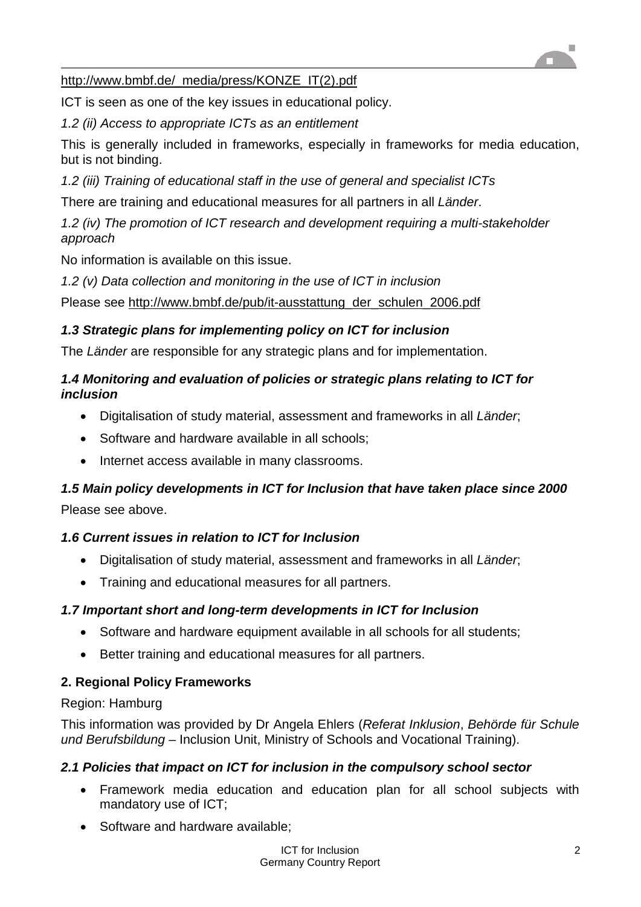http://www.bmbf.de/_media/press/KONZE_IT(2).pdf

ICT is seen as one of the key issues in educational policy.

*1.2 (ii) Access to appropriate ICTs as an entitlement*

This is generally included in frameworks, especially in frameworks for media education, but is not binding.

*1.2 (iii) Training of educational staff in the use of general and specialist ICTs*

There are training and educational measures for all partners in all *Länder*.

*1.2 (iv) The promotion of ICT research and development requiring a multi-stakeholder approach*

No information is available on this issue.

*1.2 (v) Data collection and monitoring in the use of ICT in inclusion*

Please see http://www.bmbf.de/pub/it-ausstattung_der_schulen_2006.pdf

### *1.3 Strategic plans for implementing policy on ICT for inclusion*

The *Länder* are responsible for any strategic plans and for implementation.

### *1.4 Monitoring and evaluation of policies or strategic plans relating to ICT for inclusion*

- Digitalisation of study material, assessment and frameworks in all *Länder*;
- Software and hardware available in all schools;
- Internet access available in many classrooms.

### *1.5 Main policy developments in ICT for Inclusion that have taken place since 2000*

Please see above.

### *1.6 Current issues in relation to ICT for Inclusion*

- Digitalisation of study material, assessment and frameworks in all *Länder*;
- Training and educational measures for all partners.

### *1.7 Important short and long-term developments in ICT for Inclusion*

- Software and hardware equipment available in all schools for all students;
- Better training and educational measures for all partners.

## 2. Regional Policy Frameworks

Region: Hamburg

This information was provided by Dr Angela Ehlers (*Referat Inklusion*, *Behörde für Schule und Berufsbildung* – Inclusion Unit, Ministry of Schools and Vocational Training).

### *2.1 Policies that impact on ICT for inclusion in the compulsory school sector*

- Framework media education and education plan for all school subjects with mandatory use of ICT;
- Software and hardware available;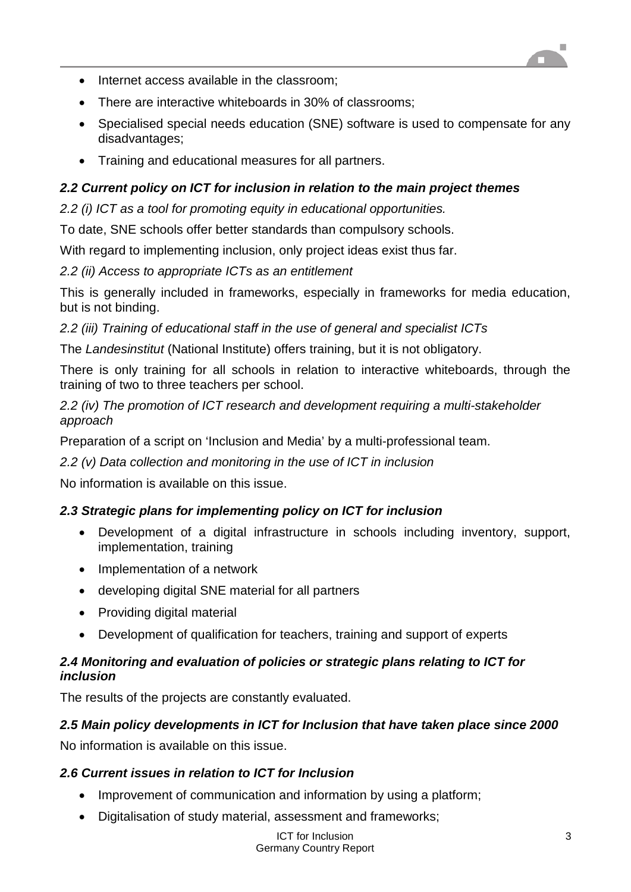- Internet access available in the classroom;
- There are interactive whiteboards in 30% of classrooms;
- Specialised special needs education (SNE) software is used to compensate for any disadvantages;
- Training and educational measures for all partners.

### *2.2 Current policy on ICT for inclusion in relation to the main project themes*

*2.2 (i) ICT as a tool for promoting equity in educational opportunities.*

To date, SNE schools offer better standards than compulsory schools.

With regard to implementing inclusion, only project ideas exist thus far.

*2.2 (ii) Access to appropriate ICTs as an entitlement*

This is generally included in frameworks, especially in frameworks for media education, but is not binding.

*2.2 (iii) Training of educational staff in the use of general and specialist ICTs*

The *Landesinstitut* (National Institute) offers training, but it is not obligatory.

There is only training for all schools in relation to interactive whiteboards, through the training of two to three teachers per school.

*2.2 (iv) The promotion of ICT research and development requiring a multi-stakeholder approach*

Preparation of a script on 'Inclusion and Media' by a multi-professional team.

*2.2 (v) Data collection and monitoring in the use of ICT in inclusion*

No information is available on this issue.

### *2.3 Strategic plans for implementing policy on ICT for inclusion*

- Development of a digital infrastructure in schools including inventory, support, implementation, training
- Implementation of a network
- developing digital SNE material for all partners
- Providing digital material
- Development of qualification for teachers, training and support of experts

### *2.4 Monitoring and evaluation of policies or strategic plans relating to ICT for inclusion*

The results of the projects are constantly evaluated.

### *2.5 Main policy developments in ICT for Inclusion that have taken place since 2000*

No information is available on this issue.

### *2.6 Current issues in relation to ICT for Inclusion*

- Improvement of communication and information by using a platform;
- Digitalisation of study material, assessment and frameworks;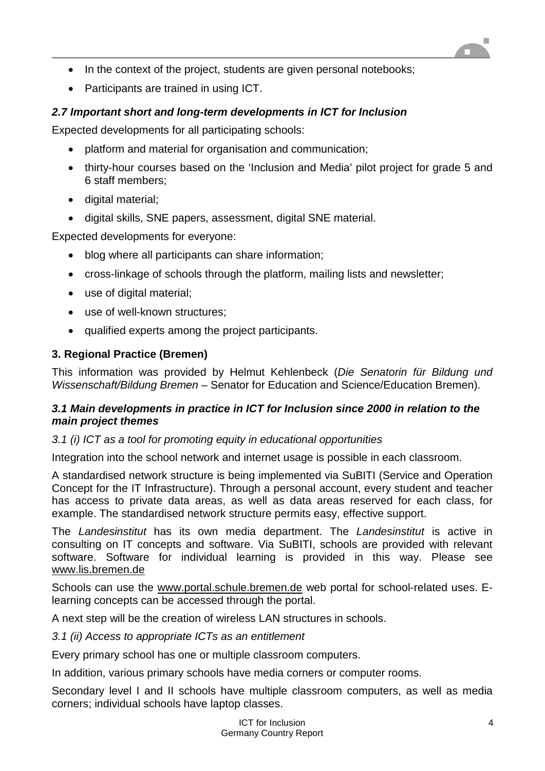- In the context of the project, students are given personal notebooks;
- Participants are trained in using ICT.

### *2.7 Important short and long-term developments in ICT for Inclusion*

Expected developments for all participating schools:

- platform and material for organisation and communication;
- thirty-hour courses based on the 'Inclusion and Media' pilot project for grade 5 and 6 staff members;
- digital material;
- digital skills, SNE papers, assessment, digital SNE material.

Expected developments for everyone:

- blog where all participants can share information;
- cross-linkage of schools through the platform, mailing lists and newsletter;
- use of digital material;
- use of well-known structures;
- qualified experts among the project participants.

## 3. Regional Practice (Bremen)

This information was provided by Helmut Kehlenbeck (*Die Senatorin für Bildung und Wissenschaft/Bildung Bremen* – Senator for Education and Science/Education Bremen).

### *3.1 Main developments in practice in ICT for Inclusion since 2000 in relation to the main project themes*

*3.1 (i) ICT as a tool for promoting equity in educational opportunities*

Integration into the school network and internet usage is possible in each classroom.

A standardised network structure is being implemented via SuBITI (Service and Operation Concept for the IT Infrastructure). Through a personal account, every student and teacher has access to private data areas, as well as data areas reserved for each class, for example. The standardised network structure permits easy, effective support.

The *Landesinstitut* has its own media department. The *Landesinstitut* is active in consulting on IT concepts and software. Via SuBITI, schools are provided with relevant software. Software for individual learning is provided in this way. Please see www.lis.bremen.de

Schools can use the www.portal.schule.bremen.de web portal for school-related uses. E-learning concepts can be accessed through the portal.

A next step will be the creation of wireless LAN structures in schools.

*3.1 (ii) Access to appropriate ICTs as an entitlement*

Every primary school has one or multiple classroom computers.

In addition, various primary schools have media corners or computer rooms.

Secondary level I and II schools have multiple classroom computers, as well as media corners; individual schools have laptop classes.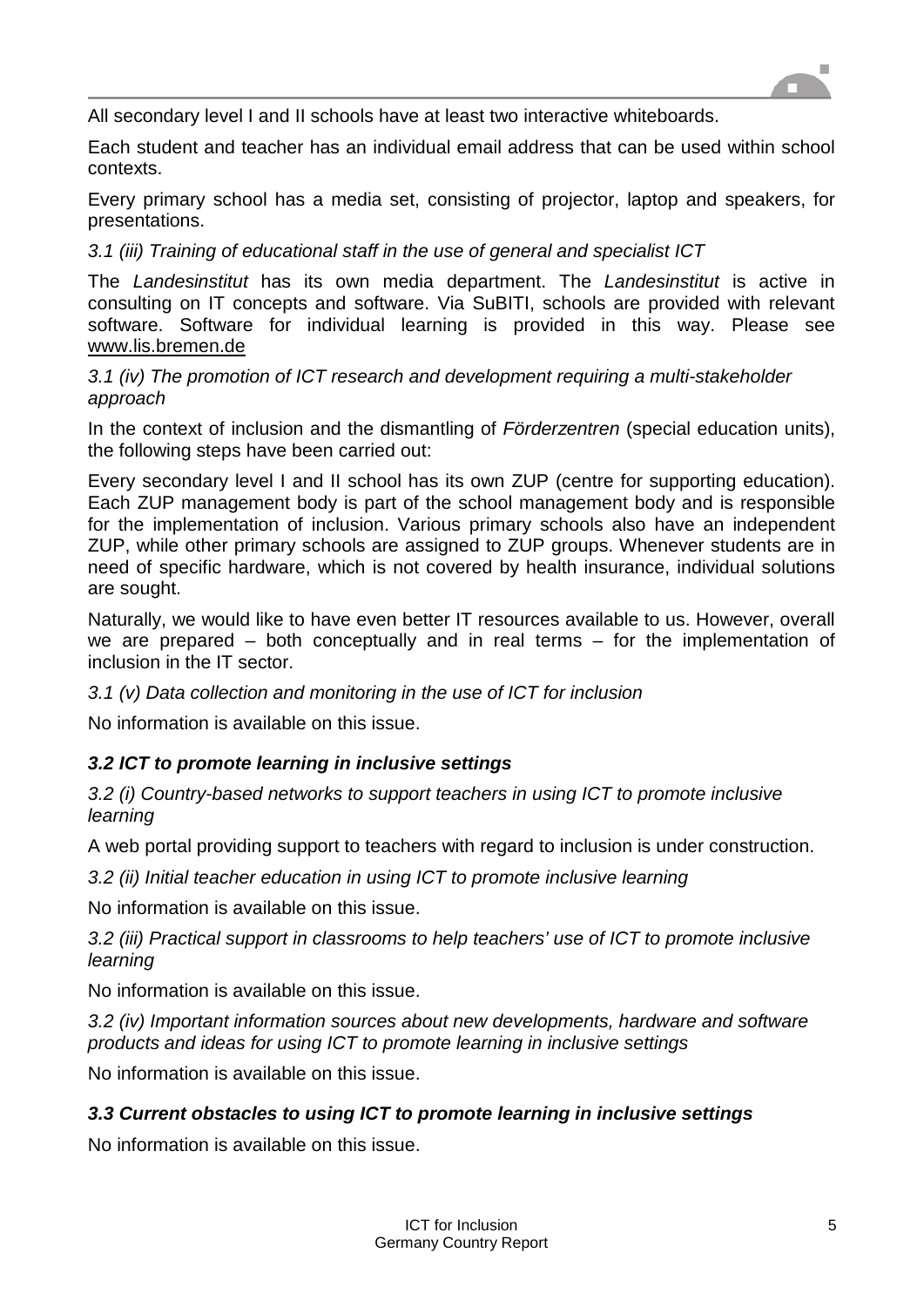All secondary level I and II schools have at least two interactive whiteboards.

Each student and teacher has an individual email address that can be used within school contexts.

Every primary school has a media set, consisting of projector, laptop and speakers, for presentations.

*3.1 (iii) Training of educational staff in the use of general and specialist ICT*

The *Landesinstitut* has its own media department. The *Landesinstitut* is active in consulting on IT concepts and software. Via SuBITI, schools are provided with relevant software. Software for individual learning is provided in this way. Please see www.lis.bremen.de

*3.1 (iv) The promotion of ICT research and development requiring a multi-stakeholder approach*

In the context of inclusion and the dismantling of *Förderzentren* (special education units), the following steps have been carried out:

Every secondary level I and II school has its own ZUP (centre for supporting education). Each ZUP management body is part of the school management body and is responsible for the implementation of inclusion. Various primary schools also have an independent ZUP, while other primary schools are assigned to ZUP groups. Whenever students are in need of specific hardware, which is not covered by health insurance, individual solutions are sought.

Naturally, we would like to have even better IT resources available to us. However, overall we are prepared – both conceptually and in real terms – for the implementation of inclusion in the IT sector.

*3.1 (v) Data collection and monitoring in the use of ICT for inclusion*

No information is available on this issue.

### *3.2 ICT to promote learning in inclusive settings*

*3.2 (i) Country-based networks to support teachers in using ICT to promote inclusive learning*

A web portal providing support to teachers with regard to inclusion is under construction.

*3.2 (ii) Initial teacher education in using ICT to promote inclusive learning*

No information is available on this issue.

*3.2 (iii) Practical support in classrooms to help teachers' use of ICT to promote inclusive learning*

No information is available on this issue.

*3.2 (iv) Important information sources about new developments, hardware and software products and ideas for using ICT to promote learning in inclusive settings*

No information is available on this issue.

### *3.3 Current obstacles to using ICT to promote learning in inclusive settings*

No information is available on this issue.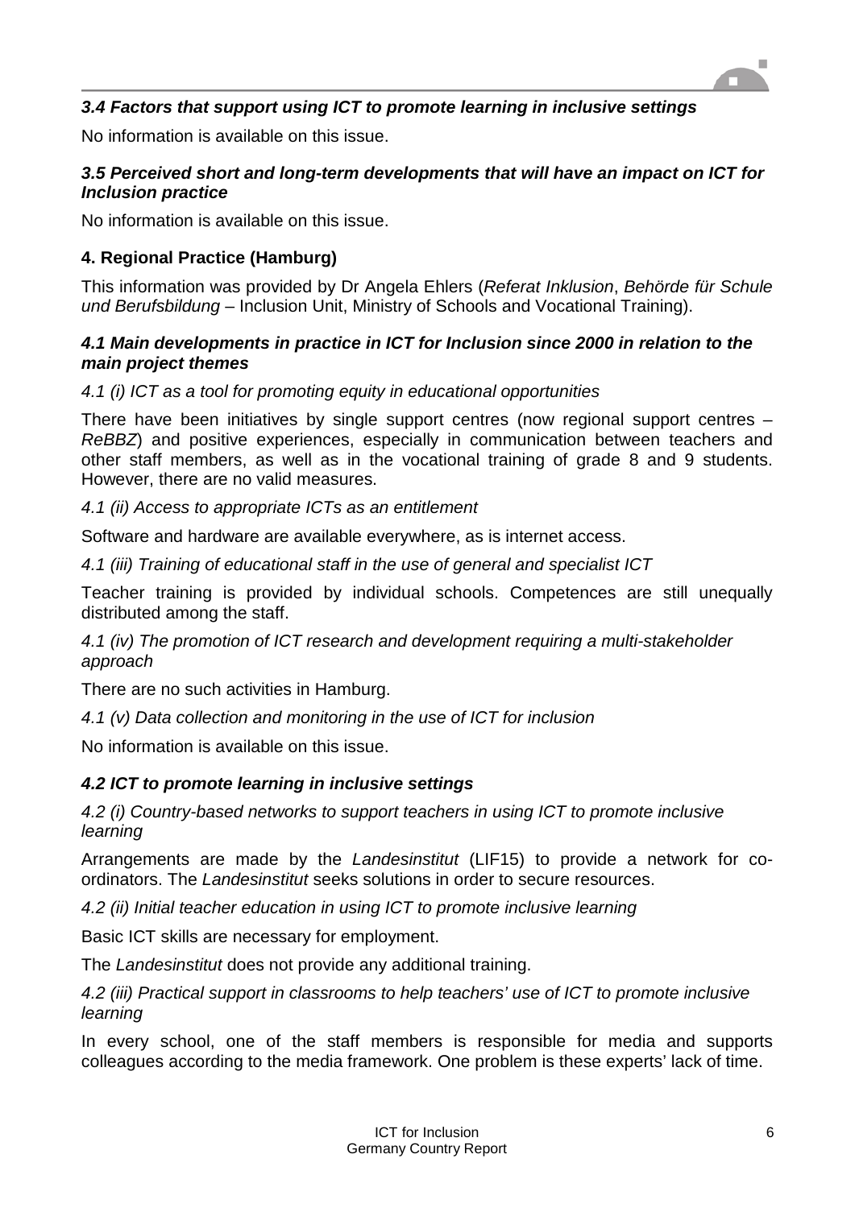### *3.4 Factors that support using ICT to promote learning in inclusive settings*

No information is available on this issue.

### *3.5 Perceived short and long-term developments that will have an impact on ICT for Inclusion practice*

No information is available on this issue.

## 4. Regional Practice (Hamburg)

This information was provided by Dr Angela Ehlers (*Referat Inklusion*, *Behörde für Schule und Berufsbildung* – Inclusion Unit, Ministry of Schools and Vocational Training).

### *4.1 Main developments in practice in ICT for Inclusion since 2000 in relation to the main project themes*

*4.1 (i) ICT as a tool for promoting equity in educational opportunities*

There have been initiatives by single support centres (now regional support centres – *ReBBZ*) and positive experiences, especially in communication between teachers and other staff members, as well as in the vocational training of grade 8 and 9 students. However, there are no valid measures.

*4.1 (ii) Access to appropriate ICTs as an entitlement*

Software and hardware are available everywhere, as is internet access.

*4.1 (iii) Training of educational staff in the use of general and specialist ICT*

Teacher training is provided by individual schools. Competences are still unequally distributed among the staff.

*4.1 (iv) The promotion of ICT research and development requiring a multi-stakeholder approach*

There are no such activities in Hamburg.

*4.1 (v) Data collection and monitoring in the use of ICT for inclusion*

No information is available on this issue.

### *4.2 ICT to promote learning in inclusive settings*

*4.2 (i) Country-based networks to support teachers in using ICT to promote inclusive learning*

Arrangements are made by the *Landesinstitut* (LIF15) to provide a network for co-ordinators. The *Landesinstitut* seeks solutions in order to secure resources.

*4.2 (ii) Initial teacher education in using ICT to promote inclusive learning*

Basic ICT skills are necessary for employment.

The *Landesinstitut* does not provide any additional training.

*4.2 (iii) Practical support in classrooms to help teachers' use of ICT to promote inclusive learning*

In every school, one of the staff members is responsible for media and supports colleagues according to the media framework. One problem is these experts' lack of time.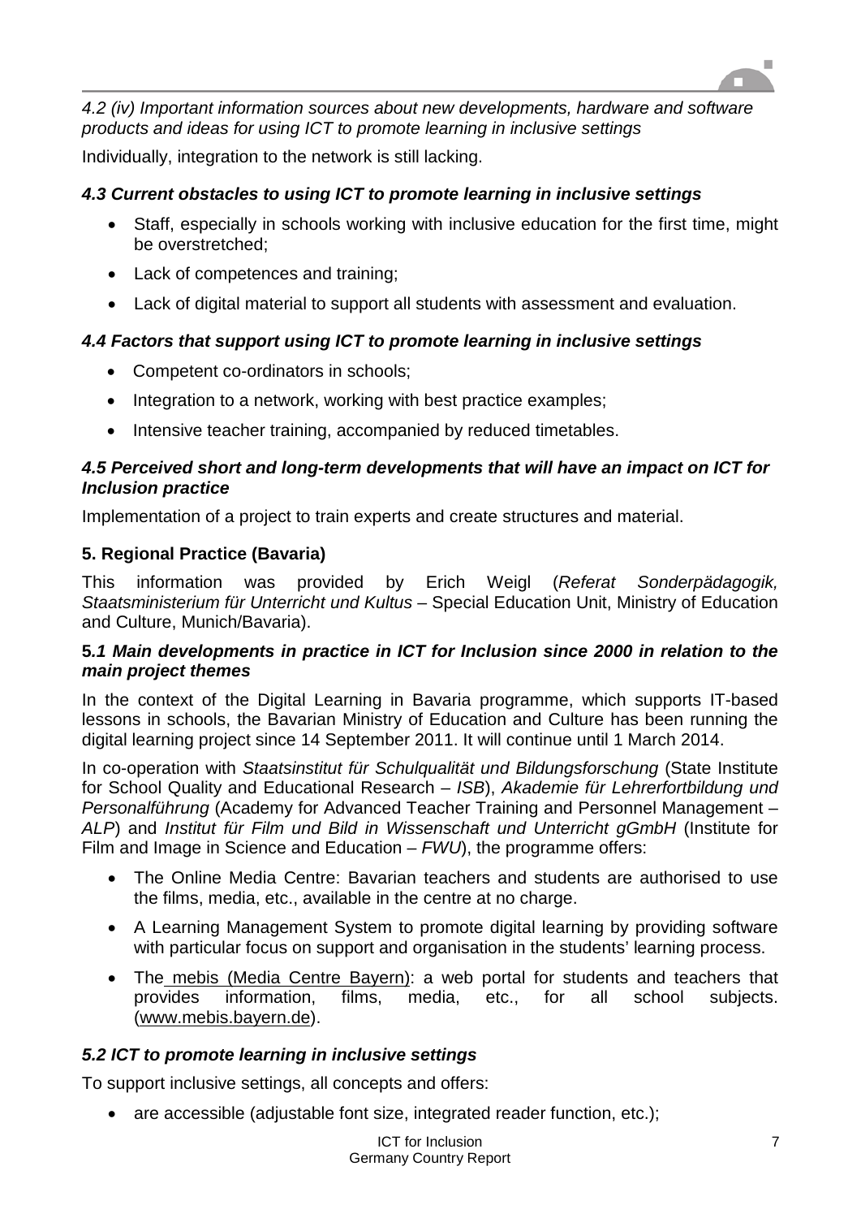*4.2 (iv) Important information sources about new developments, hardware and software products and ideas for using ICT to promote learning in inclusive settings*

Individually, integration to the network is still lacking.

### *4.3 Current obstacles to using ICT to promote learning in inclusive settings*

- Staff, especially in schools working with inclusive education for the first time, might be overstretched;
- Lack of competences and training;
- Lack of digital material to support all students with assessment and evaluation.

### *4.4 Factors that support using ICT to promote learning in inclusive settings*

- Competent co-ordinators in schools;
- Integration to a network, working with best practice examples;
- Intensive teacher training, accompanied by reduced timetables.

### *4.5 Perceived short and long-term developments that will have an impact on ICT for Inclusion practice*

Implementation of a project to train experts and create structures and material.

## 5. Regional Practice (Bavaria)

This information was provided by Erich Weigl (*Referat Sonderpädagogik, Staatsministerium für Unterricht und Kultus* – Special Education Unit, Ministry of Education and Culture, Munich/Bavaria).

### 5*.1 Main developments in practice in ICT for Inclusion since 2000 in relation to the main project themes*

In the context of the Digital Learning in Bavaria programme, which supports IT-based lessons in schools, the Bavarian Ministry of Education and Culture has been running the digital learning project since 14 September 2011. It will continue until 1 March 2014.

In co-operation with *Staatsinstitut für Schulqualität und Bildungsforschung* (State Institute for School Quality and Educational Research – *ISB*), *Akademie für Lehrerfortbildung und Personalführung* (Academy for Advanced Teacher Training and Personnel Management – *ALP*) and *Institut für Film und Bild in Wissenschaft und Unterricht gGmbH* (Institute for Film and Image in Science and Education – *FWU*), the programme offers:

- The Online Media Centre: Bavarian teachers and students are authorised to use the films, media, etc., available in the centre at no charge.
- A Learning Management System to promote digital learning by providing software with particular focus on support and organisation in the students' learning process.
- The mebis (Media Centre Bayern): a web portal for students and teachers that provides information, films, media, etc., for all school subjects. (www.mebis.bayern.de).

### *5.2 ICT to promote learning in inclusive settings*

To support inclusive settings, all concepts and offers:

- are accessible (adjustable font size, integrated reader function, etc.);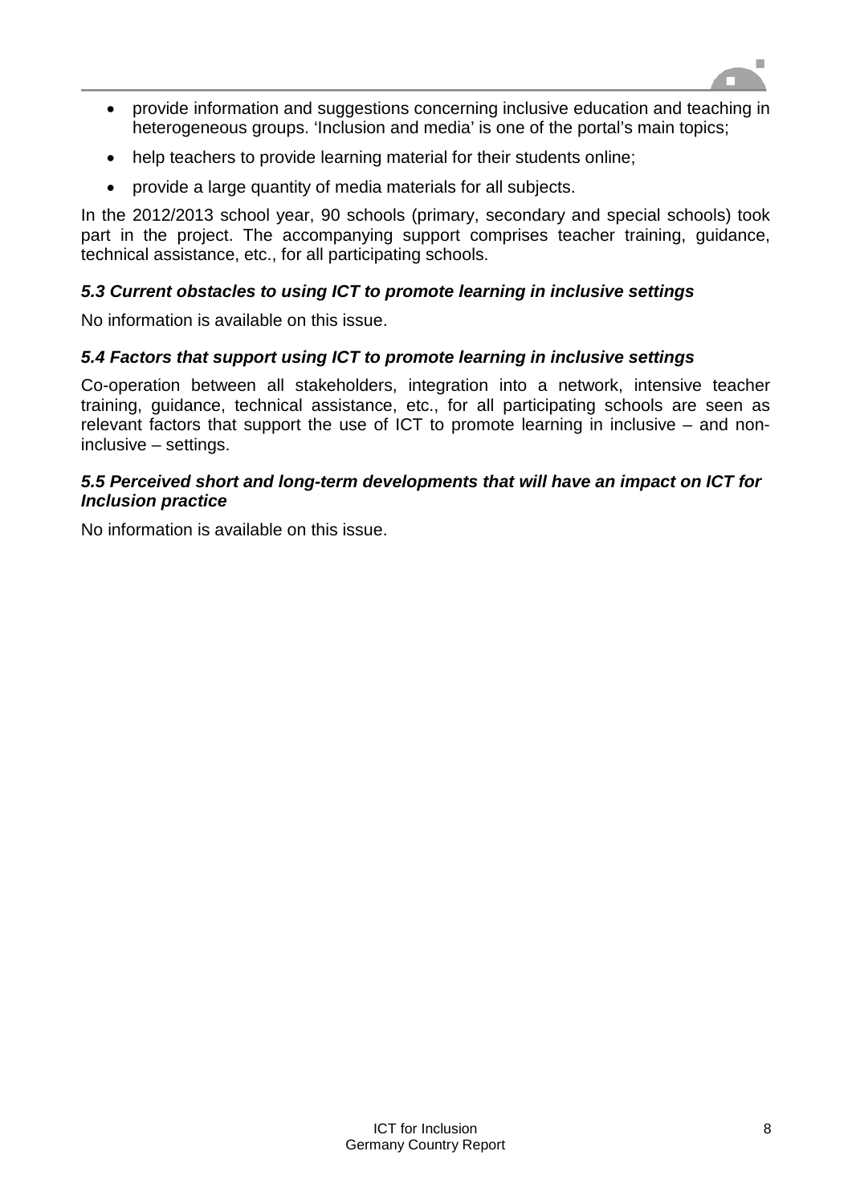- provide information and suggestions concerning inclusive education and teaching in heterogeneous groups. 'Inclusion and media' is one of the portal's main topics;
- help teachers to provide learning material for their students online;
- provide a large quantity of media materials for all subjects.

In the 2012/2013 school year, 90 schools (primary, secondary and special schools) took part in the project. The accompanying support comprises teacher training, guidance, technical assistance, etc., for all participating schools.

### *5.3 Current obstacles to using ICT to promote learning in inclusive settings*

No information is available on this issue.

### *5.4 Factors that support using ICT to promote learning in inclusive settings*

Co-operation between all stakeholders, integration into a network, intensive teacher training, guidance, technical assistance, etc., for all participating schools are seen as relevant factors that support the use of ICT to promote learning in inclusive – and non-inclusive – settings.

### *5.5 Perceived short and long-term developments that will have an impact on ICT for Inclusion practice*

No information is available on this issue.